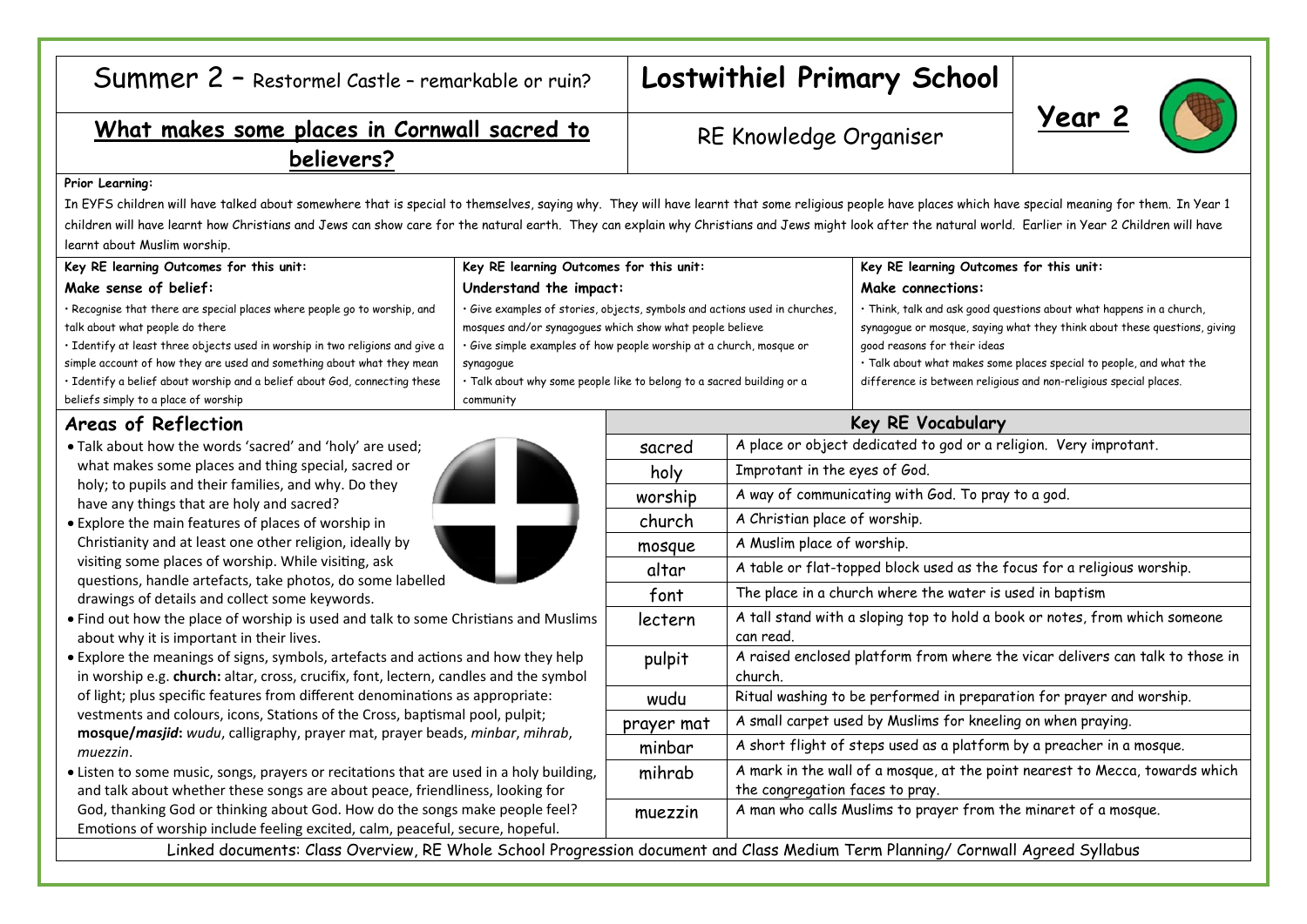# Summer 2 – Restormel Castle – remarkable or ruin?

## What makes some places in Cornwall sacred to believers?

# Lostwithiel Primary School

RE Knowledge Organiser

**Year 2**

**Prior Learning:**

In EYFS children will have talked about somewhere that is special to themselves, saying why. They will have learnt that some religious people have places which have special meaning for them. In Year 1 children will have learnt how Christians and Jews can show care for the natural earth. They can explain why Christians and Jews might look after the natural world. Earlier in Year 2 Children will have learnt about Muslim worship.

| Key RE learning Outcomes for this unit: | Key RE learning Outcomes for this unit: | Key RE learning Outcomes for this unit: |
|---|---|---|
| **Make sense of belief:**<br>· Recognise that there are special places where people go to worship, and talk about what people do there<br>· Identify at least three objects used in worship in two religions and give a simple account of how they are used and something about what they mean<br>· Identify a belief about worship and a belief about God, connecting these beliefs simply to a place of worship | **Understand the impact:**<br>· Give examples of stories, objects, symbols and actions used in churches, mosques and/or synagogues which show what people believe<br>· Give simple examples of how people worship at a church, mosque or synagogue<br>· Talk about why some people like to belong to a sacred building or a community | **Make connections:**<br>· Think, talk and ask good questions about what happens in a church, synagogue or mosque, saying what they think about these questions, giving good reasons for their ideas<br>· Talk about what makes some places special to people, and what the difference is between religious and non-religious special places. |

## Areas of Reflection

- Talk about how the words 'sacred' and 'holy' are used; what makes some places and thing special, sacred or holy; to pupils and their families, and why. Do they have any things that are holy and sacred?
- Explore the main features of places of worship in Christianity and at least one other religion, ideally by visiting some places of worship. While visiting, ask questions, handle artefacts, take photos, do some labelled drawings of details and collect some keywords.
- Find out how the place of worship is used and talk to some Christians and Muslims about why it is important in their lives.
- Explore the meanings of signs, symbols, artefacts and actions and how they help in worship e.g. **church:** altar, cross, crucifix, font, lectern, candles and the symbol of light; plus specific features from different denominations as appropriate: vestments and colours, icons, Stations of the Cross, baptismal pool, pulpit; **mosque/*masjid*:** *wudu*, calligraphy, prayer mat, prayer beads, *minbar*, *mihrab*, *muezzin*.
- Listen to some music, songs, prayers or recitations that are used in a holy building, and talk about whether these songs are about peace, friendliness, looking for God, thanking God or thinking about God. How do the songs make people feel? Emotions of worship include feeling excited, calm, peaceful, secure, hopeful.

## Key RE Vocabulary

| Word | Meaning |
|---|---|
| sacred | A place or object dedicated to god or a religion. Very improtant. |
| holy | Improtant in the eyes of God. |
| worship | A way of communicating with God. To pray to a god. |
| church | A Christian place of worship. |
| mosque | A Muslim place of worship. |
| altar | A table or flat-topped block used as the focus for a religious worship. |
| font | The place in a church where the water is used in baptism |
| lectern | A tall stand with a sloping top to hold a book or notes, from which someone can read. |
| pulpit | A raised enclosed platform from where the vicar delivers can talk to those in church. |
| wudu | Ritual washing to be performed in preparation for prayer and worship. |
| prayer mat | A small carpet used by Muslims for kneeling on when praying. |
| minbar | A short flight of steps used as a platform by a preacher in a mosque. |
| mihrab | A mark in the wall of a mosque, at the point nearest to Mecca, towards which the congregation faces to pray. |
| muezzin | A man who calls Muslims to prayer from the minaret of a mosque. |

Linked documents: Class Overview, RE Whole School Progression document and Class Medium Term Planning/ Cornwall Agreed Syllabus